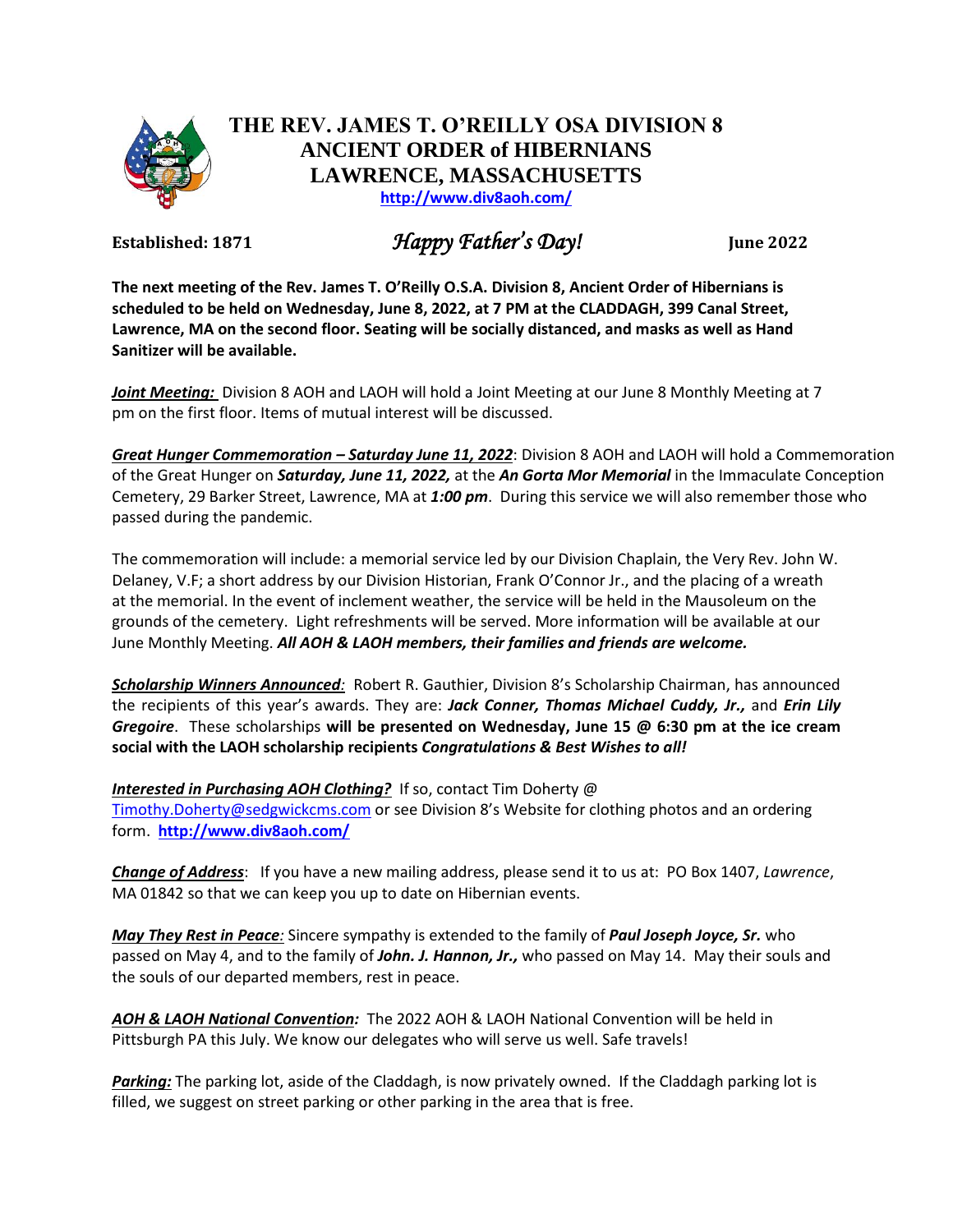# THE REV. JAMES T. O'REILLY OSA DIVISION 8
# ANCIENT ORDER of HIBERNIANS
# LAWRENCE, MASSACHUSETTS

**http://www.div8aoh.com/**

**Established: 1871** *Happy Father's Day!* **June 2022**

**The next meeting of the Rev. James T. O'Reilly O.S.A. Division 8, Ancient Order of Hibernians is scheduled to be held on Wednesday, June 8, 2022, at 7 PM at the CLADDAGH, 399 Canal Street, Lawrence, MA on the second floor. Seating will be socially distanced, and masks as well as Hand Sanitizer will be available.**

***Joint Meeting:*** Division 8 AOH and LAOH will hold a Joint Meeting at our June 8 Monthly Meeting at 7 pm on the first floor. Items of mutual interest will be discussed.

***Great Hunger Commemoration – Saturday June 11, 2022***: Division 8 AOH and LAOH will hold a Commemoration of the Great Hunger on ***Saturday, June 11, 2022,*** at the ***An Gorta Mor Memorial*** in the Immaculate Conception Cemetery, 29 Barker Street, Lawrence, MA at ***1:00 pm***. During this service we will also remember those who passed during the pandemic.

The commemoration will include: a memorial service led by our Division Chaplain, the Very Rev. John W. Delaney, V.F; a short address by our Division Historian, Frank O'Connor Jr., and the placing of a wreath at the memorial. In the event of inclement weather, the service will be held in the Mausoleum on the grounds of the cemetery. Light refreshments will be served. More information will be available at our June Monthly Meeting. ***All AOH & LAOH members, their families and friends are welcome.***

***Scholarship Winners Announced:*** Robert R. Gauthier, Division 8's Scholarship Chairman, has announced the recipients of this year's awards. They are: ***Jack Conner, Thomas Michael Cuddy, Jr.,*** and ***Erin Lily Gregoire***. These scholarships **will be presented on Wednesday, June 15 @ 6:30 pm at the ice cream social with the LAOH scholarship recipients *Congratulations & Best Wishes to all!***

***Interested in Purchasing AOH Clothing?*** If so, contact Tim Doherty @ Timothy.Doherty@sedgwickcms.com or see Division 8's Website for clothing photos and an ordering form. **http://www.div8aoh.com/**

***Change of Address***: If you have a new mailing address, please send it to us at: PO Box 1407, *Lawrence*, MA 01842 so that we can keep you up to date on Hibernian events.

***May They Rest in Peace:*** Sincere sympathy is extended to the family of ***Paul Joseph Joyce, Sr.*** who passed on May 4, and to the family of ***John. J. Hannon, Jr.,*** who passed on May 14. May their souls and the souls of our departed members, rest in peace.

***AOH & LAOH National Convention:*** The 2022 AOH & LAOH National Convention will be held in Pittsburgh PA this July. We know our delegates who will serve us well. Safe travels!

***Parking:*** The parking lot, aside of the Claddagh, is now privately owned. If the Claddagh parking lot is filled, we suggest on street parking or other parking in the area that is free.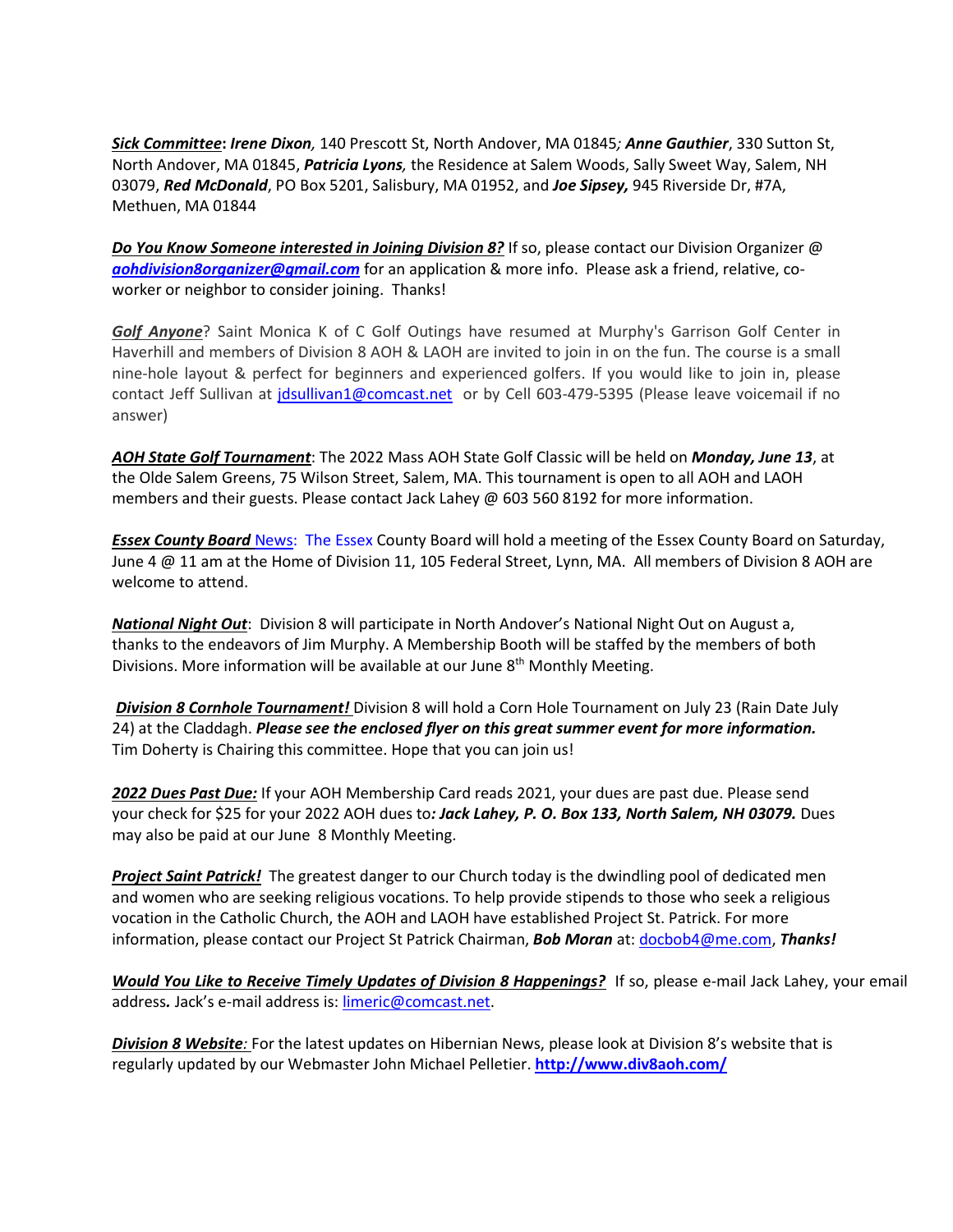***Sick Committee*: *Irene Dixon*,** 140 Prescott St, North Andover, MA 01845*; **Anne Gauthier***, 330 Sutton St, North Andover, MA 01845, ***Patricia Lyons**,* the Residence at Salem Woods, Sally Sweet Way, Salem, NH 03079, ***Red McDonald***, PO Box 5201, Salisbury, MA 01952, and ***Joe Sipsey,*** 945 Riverside Dr, #7A, Methuen, MA 01844

***Do You Know Someone interested in Joining Division 8?*** If so, please contact our Division Organizer @ ***aohdivision8organizer@gmail.com*** for an application & more info. Please ask a friend, relative, co-worker or neighbor to consider joining. Thanks!

***Golf Anyone***? Saint Monica K of C Golf Outings have resumed at Murphy's Garrison Golf Center in Haverhill and members of Division 8 AOH & LAOH are invited to join in on the fun. The course is a small nine-hole layout & perfect for beginners and experienced golfers. If you would like to join in, please contact Jeff Sullivan at jdsullivan1@comcast.net or by Cell 603-479-5395 (Please leave voicemail if no answer)

***AOH State Golf Tournament***: The 2022 Mass AOH State Golf Classic will be held on ***Monday, June 13***, at the Olde Salem Greens, 75 Wilson Street, Salem, MA. This tournament is open to all AOH and LAOH members and their guests. Please contact Jack Lahey @ 603 560 8192 for more information.

***Essex County Board*** News: The Essex County Board will hold a meeting of the Essex County Board on Saturday, June 4 @ 11 am at the Home of Division 11, 105 Federal Street, Lynn, MA. All members of Division 8 AOH are welcome to attend.

***National Night Out***: Division 8 will participate in North Andover's National Night Out on August a, thanks to the endeavors of Jim Murphy. A Membership Booth will be staffed by the members of both Divisions. More information will be available at our June 8th Monthly Meeting.

***Division 8 Cornhole Tournament!*** Division 8 will hold a Corn Hole Tournament on July 23 (Rain Date July 24) at the Claddagh. ***Please see the enclosed flyer on this great summer event for more information.*** Tim Doherty is Chairing this committee. Hope that you can join us!

***2022 Dues Past Due:*** If your AOH Membership Card reads 2021, your dues are past due. Please send your check for $25 for your 2022 AOH dues to***: Jack Lahey, P. O. Box 133, North Salem, NH 03079.*** Dues may also be paid at our June 8 Monthly Meeting.

***Project Saint Patrick!*** The greatest danger to our Church today is the dwindling pool of dedicated men and women who are seeking religious vocations. To help provide stipends to those who seek a religious vocation in the Catholic Church, the AOH and LAOH have established Project St. Patrick. For more information, please contact our Project St Patrick Chairman, ***Bob Moran*** at: docbob4@me.com, ***Thanks!***

***Would You Like to Receive Timely Updates of Division 8 Happenings?*** If so, please e-mail Jack Lahey, your email address***.*** Jack's e-mail address is: limeric@comcast.net.

***Division 8 Website**:* For the latest updates on Hibernian News, please look at Division 8's website that is regularly updated by our Webmaster John Michael Pelletier. **http://www.div8aoh.com/**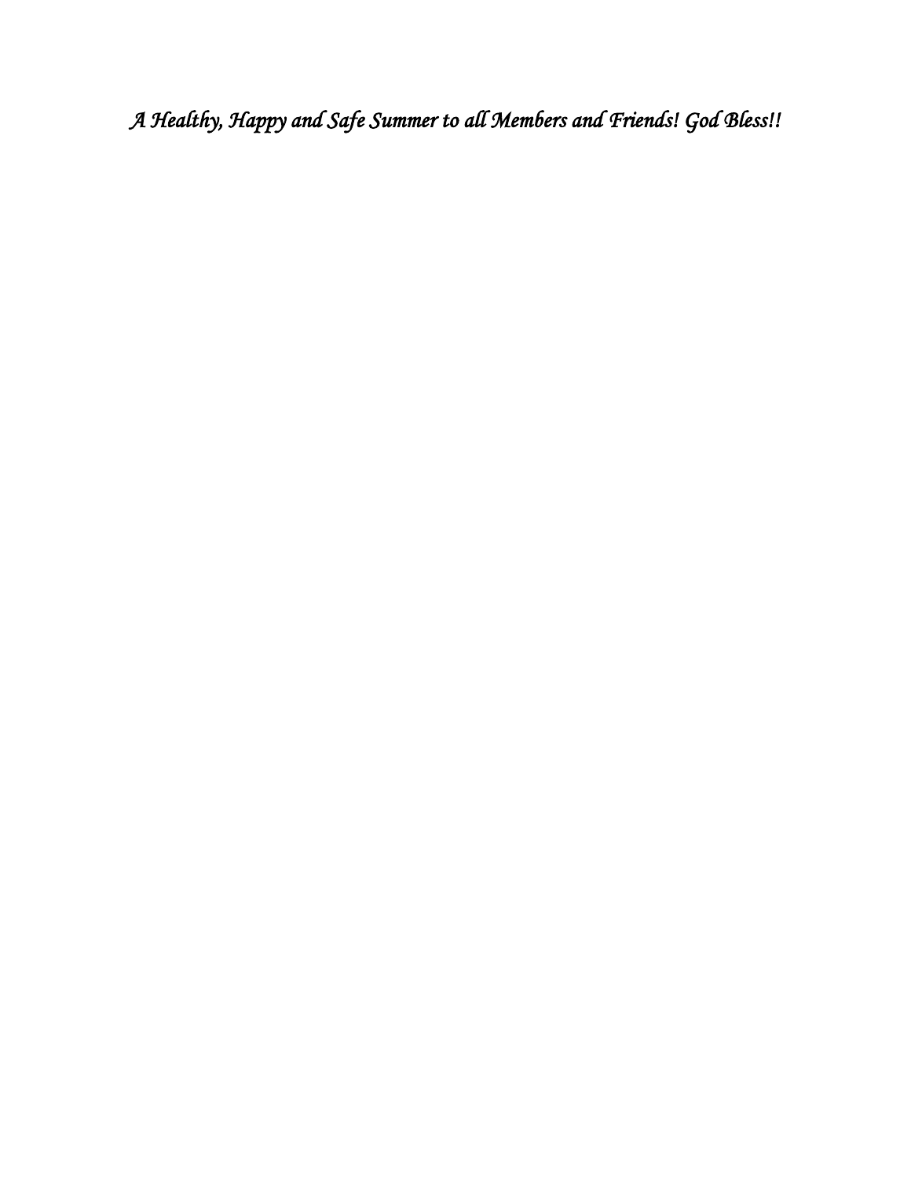*A Healthy, Happy and Safe Summer to all Members and Friends! God Bless!!*